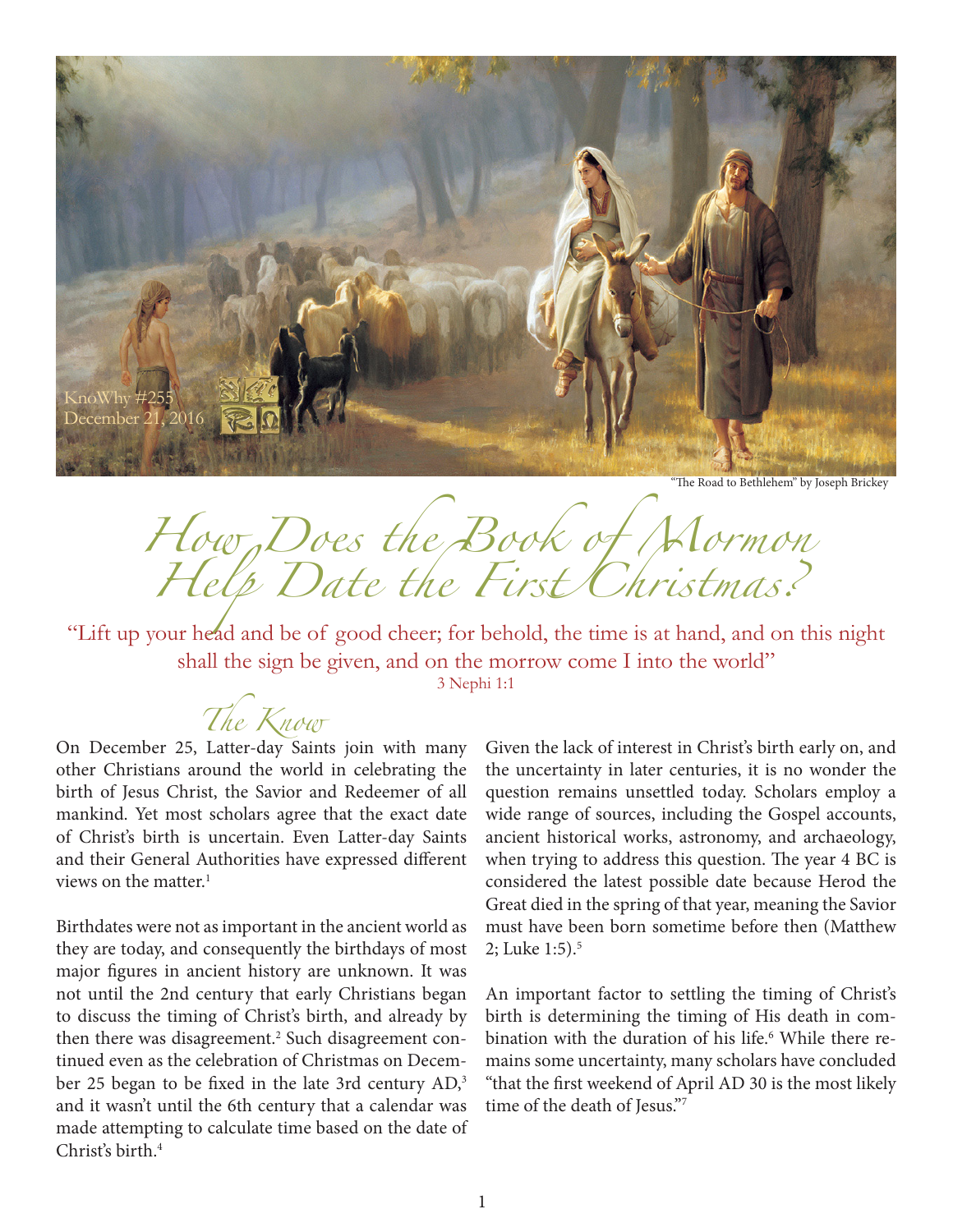KnoWhy #255
December 21, 2016

"The Road to Bethlehem" by Joseph Brickey

# How Does the Book of Mormon Help Date the First Christmas?

"Lift up your head and be of good cheer; for behold, the time is at hand, and on this night shall the sign be given, and on the morrow come I into the world"
3 Nephi 1:1

## The Know

On December 25, Latter-day Saints join with many other Christians around the world in celebrating the birth of Jesus Christ, the Savior and Redeemer of all mankind. Yet most scholars agree that the exact date of Christ's birth is uncertain. Even Latter-day Saints and their General Authorities have expressed different views on the matter.[1]

Birthdates were not as important in the ancient world as they are today, and consequently the birthdays of most major figures in ancient history are unknown. It was not until the 2nd century that early Christians began to discuss the timing of Christ's birth, and already by then there was disagreement.[2] Such disagreement continued even as the celebration of Christmas on December 25 began to be fixed in the late 3rd century AD,[3] and it wasn't until the 6th century that a calendar was made attempting to calculate time based on the date of Christ's birth.[4]

Given the lack of interest in Christ's birth early on, and the uncertainty in later centuries, it is no wonder the question remains unsettled today. Scholars employ a wide range of sources, including the Gospel accounts, ancient historical works, astronomy, and archaeology, when trying to address this question. The year 4 BC is considered the latest possible date because Herod the Great died in the spring of that year, meaning the Savior must have been born sometime before then (Matthew 2; Luke 1:5).[5]

An important factor to settling the timing of Christ's birth is determining the timing of His death in combination with the duration of his life.[6] While there remains some uncertainty, many scholars have concluded "that the first weekend of April AD 30 is the most likely time of the death of Jesus."[7]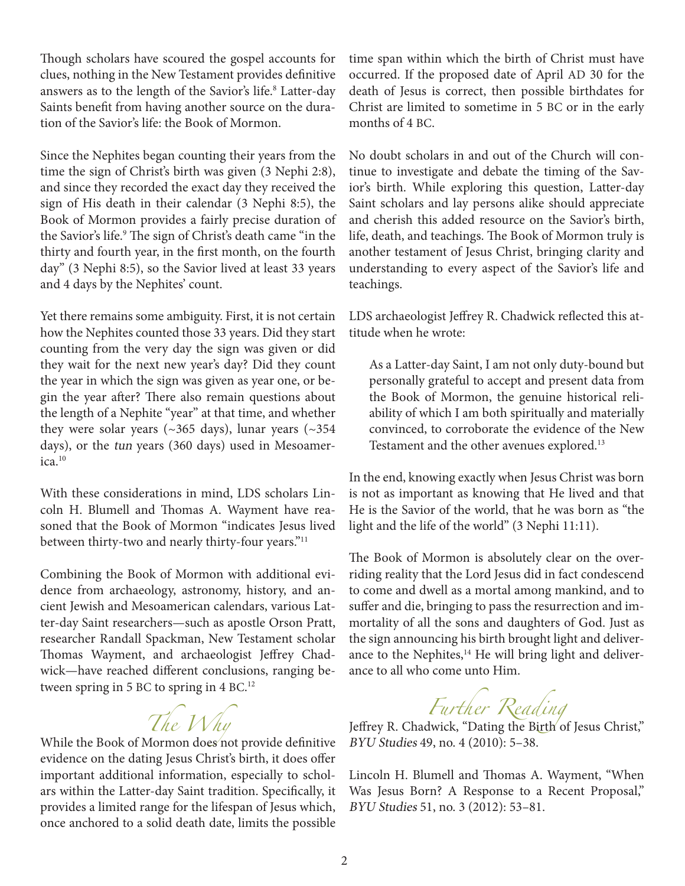Though scholars have scoured the gospel accounts for clues, nothing in the New Testament provides definitive answers as to the length of the Savior's life.[8] Latter-day Saints benefit from having another source on the duration of the Savior's life: the Book of Mormon.

Since the Nephites began counting their years from the time the sign of Christ's birth was given (3 Nephi 2:8), and since they recorded the exact day they received the sign of His death in their calendar (3 Nephi 8:5), the Book of Mormon provides a fairly precise duration of the Savior's life.[9] The sign of Christ's death came "in the thirty and fourth year, in the first month, on the fourth day" (3 Nephi 8:5), so the Savior lived at least 33 years and 4 days by the Nephites' count.

Yet there remains some ambiguity. First, it is not certain how the Nephites counted those 33 years. Did they start counting from the very day the sign was given or did they wait for the next new year's day? Did they count the year in which the sign was given as year one, or begin the year after? There also remain questions about the length of a Nephite "year" at that time, and whether they were solar years (~365 days), lunar years (~354 days), or the *tun* years (360 days) used in Mesoamerica.[10]

With these considerations in mind, LDS scholars Lincoln H. Blumell and Thomas A. Wayment have reasoned that the Book of Mormon "indicates Jesus lived between thirty-two and nearly thirty-four years."[11]

Combining the Book of Mormon with additional evidence from archaeology, astronomy, history, and ancient Jewish and Mesoamerican calendars, various Latter-day Saint researchers—such as apostle Orson Pratt, researcher Randall Spackman, New Testament scholar Thomas Wayment, and archaeologist Jeffrey Chadwick—have reached different conclusions, ranging between spring in 5 BC to spring in 4 BC.[12]

## The Why

While the Book of Mormon does not provide definitive evidence on the dating Jesus Christ's birth, it does offer important additional information, especially to scholars within the Latter-day Saint tradition. Specifically, it provides a limited range for the lifespan of Jesus which, once anchored to a solid death date, limits the possible time span within which the birth of Christ must have occurred. If the proposed date of April AD 30 for the death of Jesus is correct, then possible birthdates for Christ are limited to sometime in 5 BC or in the early months of 4 BC.

No doubt scholars in and out of the Church will continue to investigate and debate the timing of the Savior's birth. While exploring this question, Latter-day Saint scholars and lay persons alike should appreciate and cherish this added resource on the Savior's birth, life, death, and teachings. The Book of Mormon truly is another testament of Jesus Christ, bringing clarity and understanding to every aspect of the Savior's life and teachings.

LDS archaeologist Jeffrey R. Chadwick reflected this attitude when he wrote:

> As a Latter-day Saint, I am not only duty-bound but personally grateful to accept and present data from the Book of Mormon, the genuine historical reliability of which I am both spiritually and materially convinced, to corroborate the evidence of the New Testament and the other avenues explored.[13]

In the end, knowing exactly when Jesus Christ was born is not as important as knowing that He lived and that He is the Savior of the world, that he was born as "the light and the life of the world" (3 Nephi 11:11).

The Book of Mormon is absolutely clear on the overriding reality that the Lord Jesus did in fact condescend to come and dwell as a mortal among mankind, and to suffer and die, bringing to pass the resurrection and immortality of all the sons and daughters of God. Just as the sign announcing his birth brought light and deliverance to the Nephites,[14] He will bring light and deliverance to all who come unto Him.

## Further Reading

Jeffrey R. Chadwick, "Dating the Birth of Jesus Christ," *BYU Studies* 49, no. 4 (2010): 5–38.

Lincoln H. Blumell and Thomas A. Wayment, "When Was Jesus Born? A Response to a Recent Proposal," *BYU Studies* 51, no. 3 (2012): 53–81.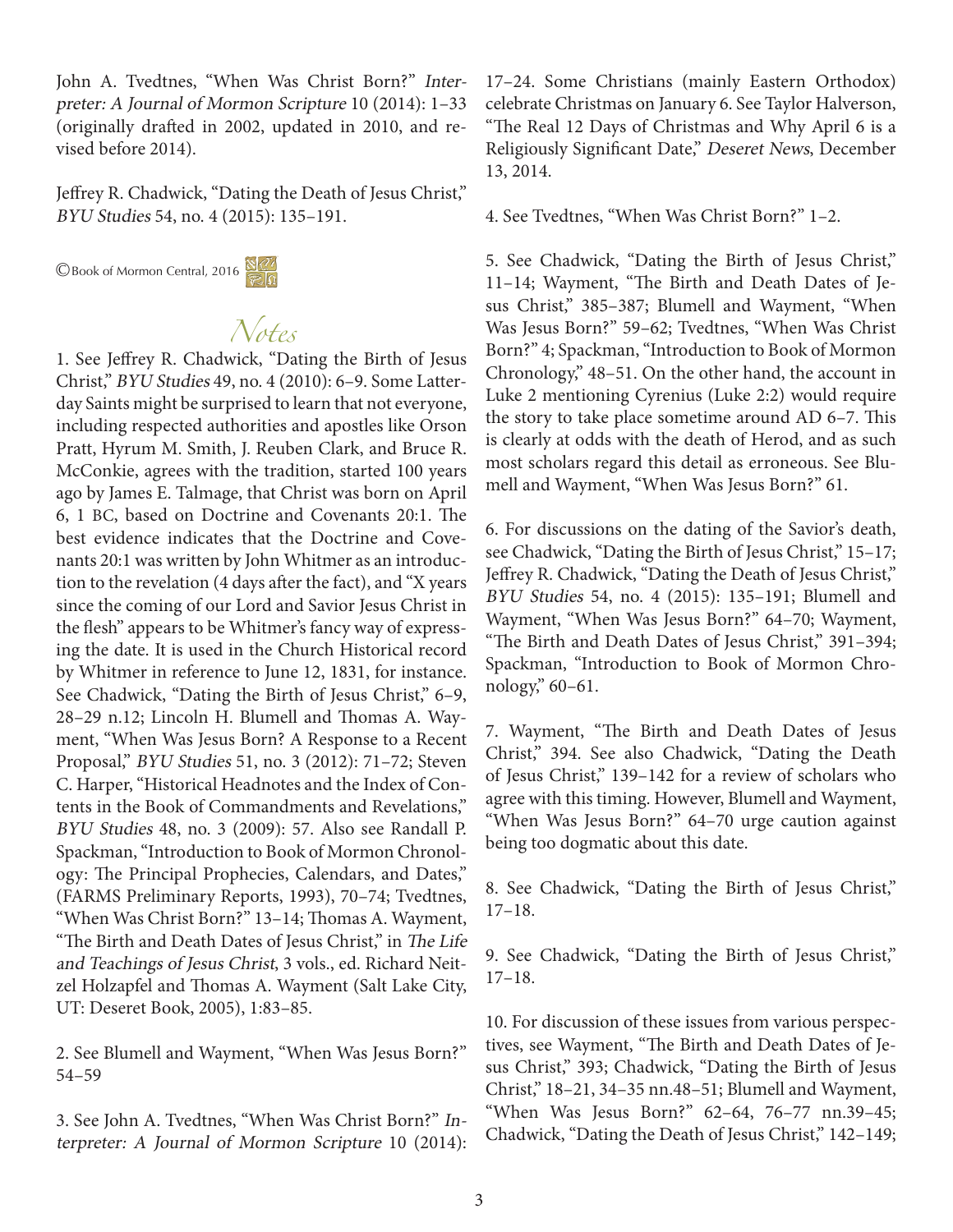John A. Tvedtnes, "When Was Christ Born?" *Interpreter: A Journal of Mormon Scripture* 10 (2014): 1–33 (originally drafted in 2002, updated in 2010, and revised before 2014).

Jeffrey R. Chadwick, "Dating the Death of Jesus Christ," *BYU Studies* 54, no. 4 (2015): 135–191.

©Book of Mormon Central, 2016

## Notes

1. See Jeffrey R. Chadwick, "Dating the Birth of Jesus Christ," *BYU Studies* 49, no. 4 (2010): 6–9. Some Latter-day Saints might be surprised to learn that not everyone, including respected authorities and apostles like Orson Pratt, Hyrum M. Smith, J. Reuben Clark, and Bruce R. McConkie, agrees with the tradition, started 100 years ago by James E. Talmage, that Christ was born on April 6, 1 BC, based on Doctrine and Covenants 20:1. The best evidence indicates that the Doctrine and Covenants 20:1 was written by John Whitmer as an introduction to the revelation (4 days after the fact), and "X years since the coming of our Lord and Savior Jesus Christ in the flesh" appears to be Whitmer's fancy way of expressing the date. It is used in the Church Historical record by Whitmer in reference to June 12, 1831, for instance. See Chadwick, "Dating the Birth of Jesus Christ," 6–9, 28–29 n.12; Lincoln H. Blumell and Thomas A. Wayment, "When Was Jesus Born? A Response to a Recent Proposal," *BYU Studies* 51, no. 3 (2012): 71–72; Steven C. Harper, "Historical Headnotes and the Index of Contents in the Book of Commandments and Revelations," *BYU Studies* 48, no. 3 (2009): 57. Also see Randall P. Spackman, "Introduction to Book of Mormon Chronology: The Principal Prophecies, Calendars, and Dates," (FARMS Preliminary Reports, 1993), 70–74; Tvedtnes, "When Was Christ Born?" 13–14; Thomas A. Wayment, "The Birth and Death Dates of Jesus Christ," in *The Life and Teachings of Jesus Christ*, 3 vols., ed. Richard Neitzel Holzapfel and Thomas A. Wayment (Salt Lake City, UT: Deseret Book, 2005), 1:83–85.

2. See Blumell and Wayment, "When Was Jesus Born?" 54–59

3. See John A. Tvedtnes, "When Was Christ Born?" *Interpreter: A Journal of Mormon Scripture* 10 (2014): 17–24. Some Christians (mainly Eastern Orthodox) celebrate Christmas on January 6. See Taylor Halverson, "The Real 12 Days of Christmas and Why April 6 is a Religiously Significant Date," *Deseret News*, December 13, 2014.

4. See Tvedtnes, "When Was Christ Born?" 1–2.

5. See Chadwick, "Dating the Birth of Jesus Christ," 11–14; Wayment, "The Birth and Death Dates of Jesus Christ," 385–387; Blumell and Wayment, "When Was Jesus Born?" 59–62; Tvedtnes, "When Was Christ Born?" 4; Spackman, "Introduction to Book of Mormon Chronology," 48–51. On the other hand, the account in Luke 2 mentioning Cyrenius (Luke 2:2) would require the story to take place sometime around AD 6–7. This is clearly at odds with the death of Herod, and as such most scholars regard this detail as erroneous. See Blumell and Wayment, "When Was Jesus Born?" 61.

6. For discussions on the dating of the Savior's death, see Chadwick, "Dating the Birth of Jesus Christ," 15–17; Jeffrey R. Chadwick, "Dating the Death of Jesus Christ," *BYU Studies* 54, no. 4 (2015): 135–191; Blumell and Wayment, "When Was Jesus Born?" 64–70; Wayment, "The Birth and Death Dates of Jesus Christ," 391–394; Spackman, "Introduction to Book of Mormon Chronology," 60–61.

7. Wayment, "The Birth and Death Dates of Jesus Christ," 394. See also Chadwick, "Dating the Death of Jesus Christ," 139–142 for a review of scholars who agree with this timing. However, Blumell and Wayment, "When Was Jesus Born?" 64–70 urge caution against being too dogmatic about this date.

8. See Chadwick, "Dating the Birth of Jesus Christ," 17–18.

9. See Chadwick, "Dating the Birth of Jesus Christ," 17–18.

10. For discussion of these issues from various perspectives, see Wayment, "The Birth and Death Dates of Jesus Christ," 393; Chadwick, "Dating the Birth of Jesus Christ," 18–21, 34–35 nn.48–51; Blumell and Wayment, "When Was Jesus Born?" 62–64, 76–77 nn.39–45; Chadwick, "Dating the Death of Jesus Christ," 142–149;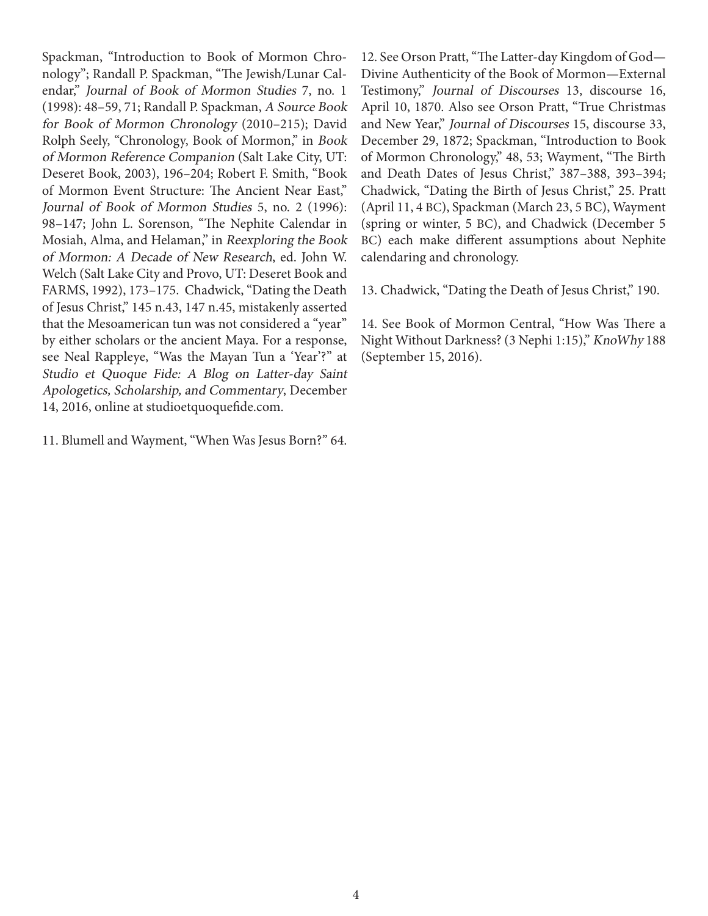Spackman, "Introduction to Book of Mormon Chronology"; Randall P. Spackman, "The Jewish/Lunar Calendar," *Journal of Book of Mormon Studies* 7, no. 1 (1998): 48–59, 71; Randall P. Spackman, *A Source Book for Book of Mormon Chronology* (2010–215); David Rolph Seely, "Chronology, Book of Mormon," in *Book of Mormon Reference Companion* (Salt Lake City, UT: Deseret Book, 2003), 196–204; Robert F. Smith, "Book of Mormon Event Structure: The Ancient Near East," *Journal of Book of Mormon Studies* 5, no. 2 (1996): 98–147; John L. Sorenson, "The Nephite Calendar in Mosiah, Alma, and Helaman," in *Reexploring the Book of Mormon: A Decade of New Research*, ed. John W. Welch (Salt Lake City and Provo, UT: Deseret Book and FARMS, 1992), 173–175. Chadwick, "Dating the Death of Jesus Christ," 145 n.43, 147 n.45, mistakenly asserted that the Mesoamerican tun was not considered a "year" by either scholars or the ancient Maya. For a response, see Neal Rappleye, "Was the Mayan Tun a 'Year'?" at *Studio et Quoque Fide: A Blog on Latter-day Saint Apologetics, Scholarship, and Commentary*, December 14, 2016, online at studioetquoquefide.com.

11. Blumell and Wayment, "When Was Jesus Born?" 64.

12. See Orson Pratt, "The Latter-day Kingdom of God—Divine Authenticity of the Book of Mormon—External Testimony," *Journal of Discourses* 13, discourse 16, April 10, 1870. Also see Orson Pratt, "True Christmas and New Year," *Journal of Discourses* 15, discourse 33, December 29, 1872; Spackman, "Introduction to Book of Mormon Chronology," 48, 53; Wayment, "The Birth and Death Dates of Jesus Christ," 387–388, 393–394; Chadwick, "Dating the Birth of Jesus Christ," 25. Pratt (April 11, 4 BC), Spackman (March 23, 5 BC), Wayment (spring or winter, 5 BC), and Chadwick (December 5 BC) each make different assumptions about Nephite calendaring and chronology.

13. Chadwick, "Dating the Death of Jesus Christ," 190.

14. See Book of Mormon Central, "How Was There a Night Without Darkness? (3 Nephi 1:15)," *KnoWhy* 188 (September 15, 2016).